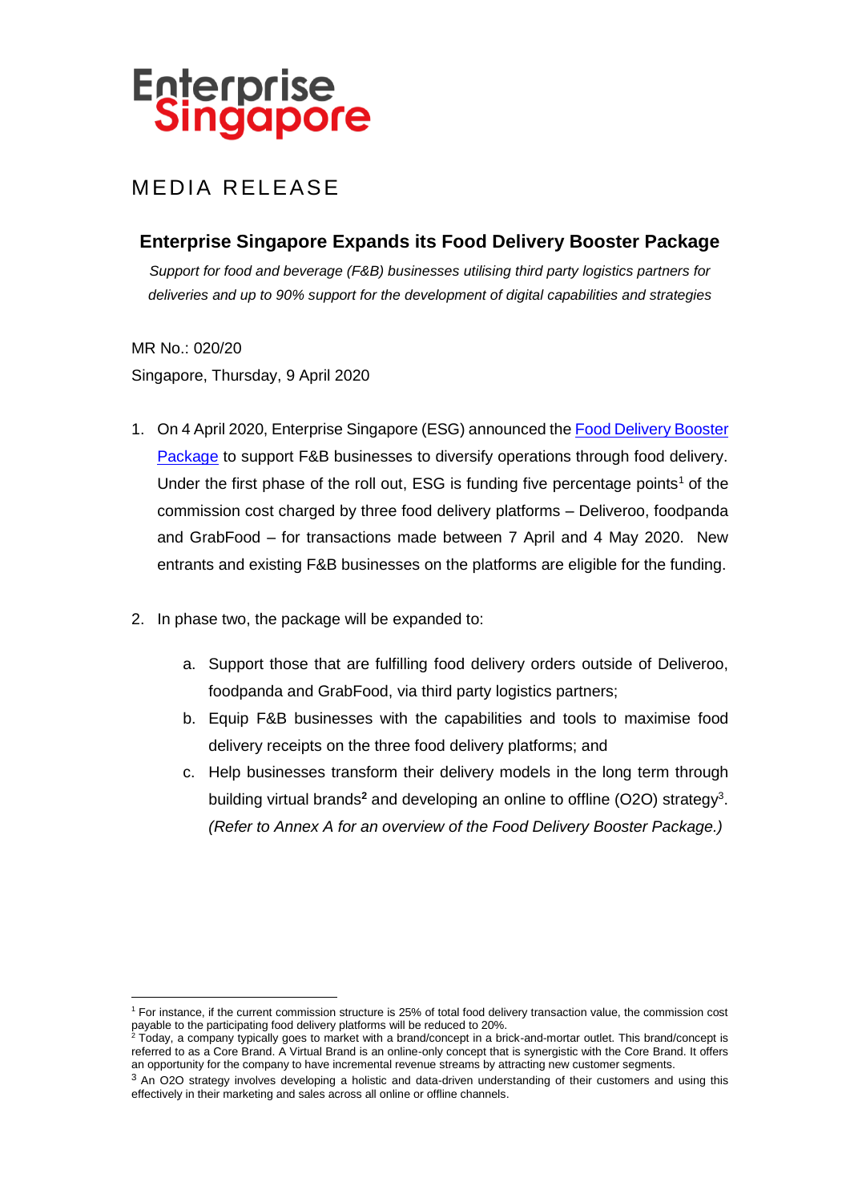Enterprise Singapore

MEDIA RELEASE

## Enterprise Singapore Expands its Food Delivery Booster Package

*Support for food and beverage (F&B) businesses utilising third party logistics partners for deliveries and up to 90% support for the development of digital capabilities and strategies*

MR No.: 020/20

Singapore, Thursday, 9 April 2020

1. On 4 April 2020, Enterprise Singapore (ESG) announced the Food Delivery Booster Package to support F&B businesses to diversify operations through food delivery. Under the first phase of the roll out, ESG is funding five percentage points[1] of the commission cost charged by three food delivery platforms – Deliveroo, foodpanda and GrabFood – for transactions made between 7 April and 4 May 2020. New entrants and existing F&B businesses on the platforms are eligible for the funding.

2. In phase two, the package will be expanded to:

   a. Support those that are fulfilling food delivery orders outside of Deliveroo, foodpanda and GrabFood, via third party logistics partners;

   b. Equip F&B businesses with the capabilities and tools to maximise food delivery receipts on the three food delivery platforms; and

   c. Help businesses transform their delivery models in the long term through building virtual brands[2] and developing an online to offline (O2O) strategy[3]. *(Refer to Annex A for an overview of the Food Delivery Booster Package.)*

---

[1] For instance, if the current commission structure is 25% of total food delivery transaction value, the commission cost payable to the participating food delivery platforms will be reduced to 20%.

[2] Today, a company typically goes to market with a brand/concept in a brick-and-mortar outlet. This brand/concept is referred to as a Core Brand. A Virtual Brand is an online-only concept that is synergistic with the Core Brand. It offers an opportunity for the company to have incremental revenue streams by attracting new customer segments.

[3] An O2O strategy involves developing a holistic and data-driven understanding of their customers and using this effectively in their marketing and sales across all online or offline channels.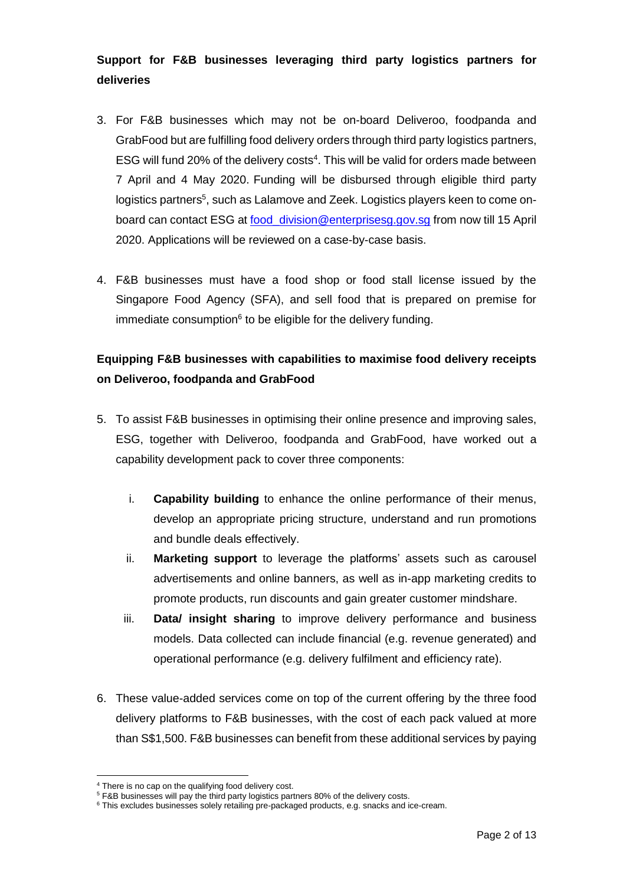**Support for F&B businesses leveraging third party logistics partners for deliveries**

3. For F&B businesses which may not be on-board Deliveroo, foodpanda and GrabFood but are fulfilling food delivery orders through third party logistics partners, ESG will fund 20% of the delivery costs[4]. This will be valid for orders made between 7 April and 4 May 2020. Funding will be disbursed through eligible third party logistics partners[5], such as Lalamove and Zeek. Logistics players keen to come on-board can contact ESG at food_division@enterprisesg.gov.sg from now till 15 April 2020. Applications will be reviewed on a case-by-case basis.

4. F&B businesses must have a food shop or food stall license issued by the Singapore Food Agency (SFA), and sell food that is prepared on premise for immediate consumption[6] to be eligible for the delivery funding.

**Equipping F&B businesses with capabilities to maximise food delivery receipts on Deliveroo, foodpanda and GrabFood**

5. To assist F&B businesses in optimising their online presence and improving sales, ESG, together with Deliveroo, foodpanda and GrabFood, have worked out a capability development pack to cover three components:

   i. **Capability building** to enhance the online performance of their menus, develop an appropriate pricing structure, understand and run promotions and bundle deals effectively.

   ii. **Marketing support** to leverage the platforms' assets such as carousel advertisements and online banners, as well as in-app marketing credits to promote products, run discounts and gain greater customer mindshare.

   iii. **Data/ insight sharing** to improve delivery performance and business models. Data collected can include financial (e.g. revenue generated) and operational performance (e.g. delivery fulfilment and efficiency rate).

6. These value-added services come on top of the current offering by the three food delivery platforms to F&B businesses, with the cost of each pack valued at more than S$1,500. F&B businesses can benefit from these additional services by paying

---

[4] There is no cap on the qualifying food delivery cost.

[5] F&B businesses will pay the third party logistics partners 80% of the delivery costs.

[6] This excludes businesses solely retailing pre-packaged products, e.g. snacks and ice-cream.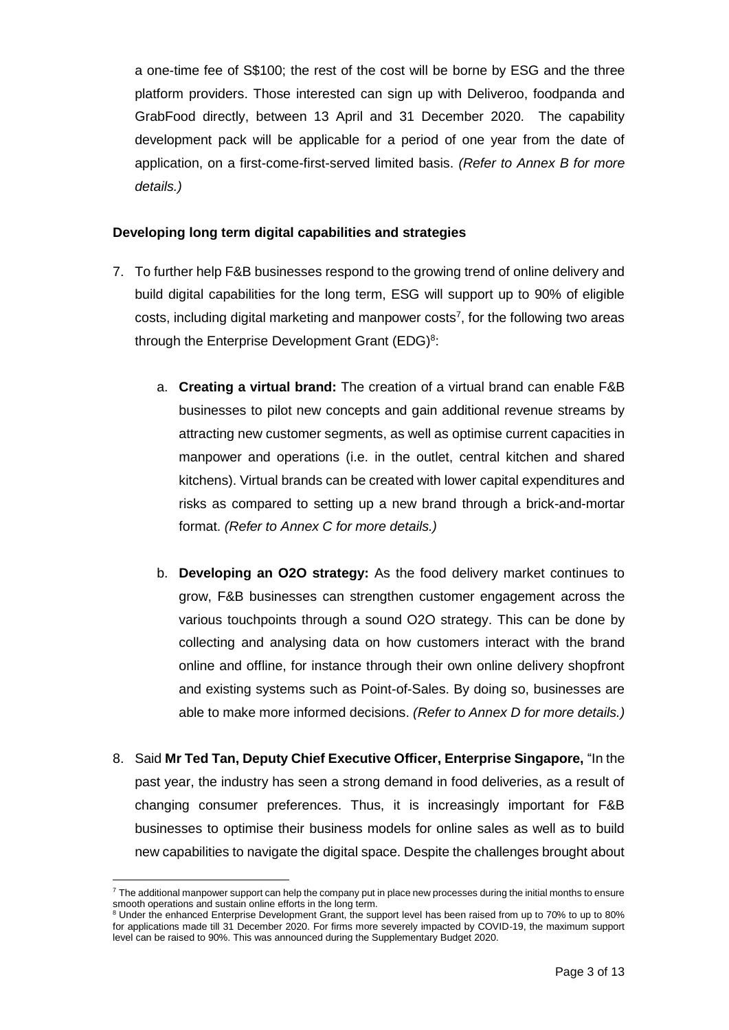a one-time fee of S$100; the rest of the cost will be borne by ESG and the three platform providers. Those interested can sign up with Deliveroo, foodpanda and GrabFood directly, between 13 April and 31 December 2020. The capability development pack will be applicable for a period of one year from the date of application, on a first-come-first-served limited basis. *(Refer to Annex B for more details.)*

**Developing long term digital capabilities and strategies**

7. To further help F&B businesses respond to the growing trend of online delivery and build digital capabilities for the long term, ESG will support up to 90% of eligible costs, including digital marketing and manpower costs[7], for the following two areas through the Enterprise Development Grant (EDG)[8]:

   a. **Creating a virtual brand:** The creation of a virtual brand can enable F&B businesses to pilot new concepts and gain additional revenue streams by attracting new customer segments, as well as optimise current capacities in manpower and operations (i.e. in the outlet, central kitchen and shared kitchens). Virtual brands can be created with lower capital expenditures and risks as compared to setting up a new brand through a brick-and-mortar format. *(Refer to Annex C for more details.)*

   b. **Developing an O2O strategy:** As the food delivery market continues to grow, F&B businesses can strengthen customer engagement across the various touchpoints through a sound O2O strategy. This can be done by collecting and analysing data on how customers interact with the brand online and offline, for instance through their own online delivery shopfront and existing systems such as Point-of-Sales. By doing so, businesses are able to make more informed decisions. *(Refer to Annex D for more details.)*

8. Said **Mr Ted Tan, Deputy Chief Executive Officer, Enterprise Singapore,** "In the past year, the industry has seen a strong demand in food deliveries, as a result of changing consumer preferences. Thus, it is increasingly important for F&B businesses to optimise their business models for online sales as well as to build new capabilities to navigate the digital space. Despite the challenges brought about

---

[7] The additional manpower support can help the company put in place new processes during the initial months to ensure smooth operations and sustain online efforts in the long term.

[8] Under the enhanced Enterprise Development Grant, the support level has been raised from up to 70% to up to 80% for applications made till 31 December 2020. For firms more severely impacted by COVID-19, the maximum support level can be raised to 90%. This was announced during the Supplementary Budget 2020.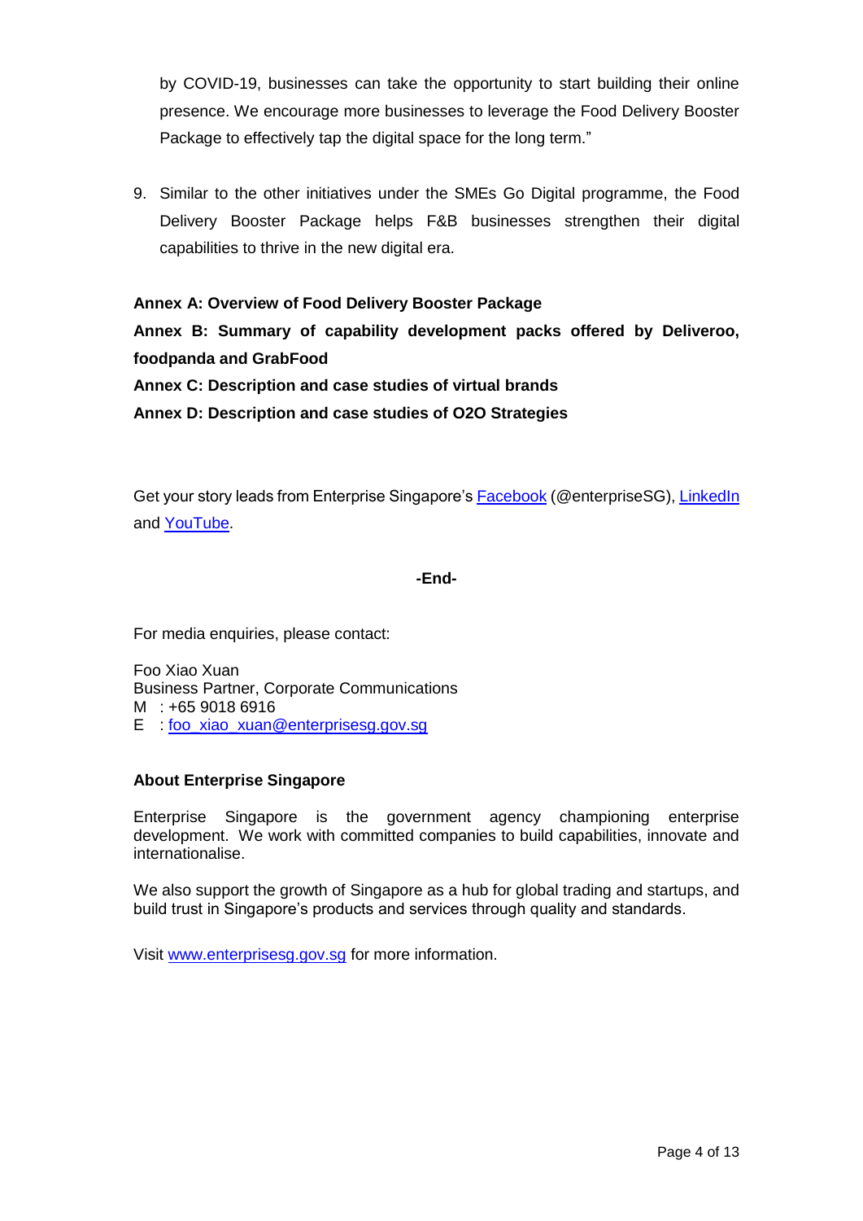by COVID-19, businesses can take the opportunity to start building their online presence. We encourage more businesses to leverage the Food Delivery Booster Package to effectively tap the digital space for the long term."

9. Similar to the other initiatives under the SMEs Go Digital programme, the Food Delivery Booster Package helps F&B businesses strengthen their digital capabilities to thrive in the new digital era.

**Annex A: Overview of Food Delivery Booster Package**

**Annex B: Summary of capability development packs offered by Deliveroo, foodpanda and GrabFood**

**Annex C: Description and case studies of virtual brands**

**Annex D: Description and case studies of O2O Strategies**

Get your story leads from Enterprise Singapore's Facebook (@enterpriseSG), LinkedIn and YouTube.

**-End-**

For media enquiries, please contact:

Foo Xiao Xuan
Business Partner, Corporate Communications
M : +65 9018 6916
E : foo_xiao_xuan@enterprisesg.gov.sg

**About Enterprise Singapore**

Enterprise Singapore is the government agency championing enterprise development. We work with committed companies to build capabilities, innovate and internationalise.

We also support the growth of Singapore as a hub for global trading and startups, and build trust in Singapore's products and services through quality and standards.

Visit www.enterprisesg.gov.sg for more information.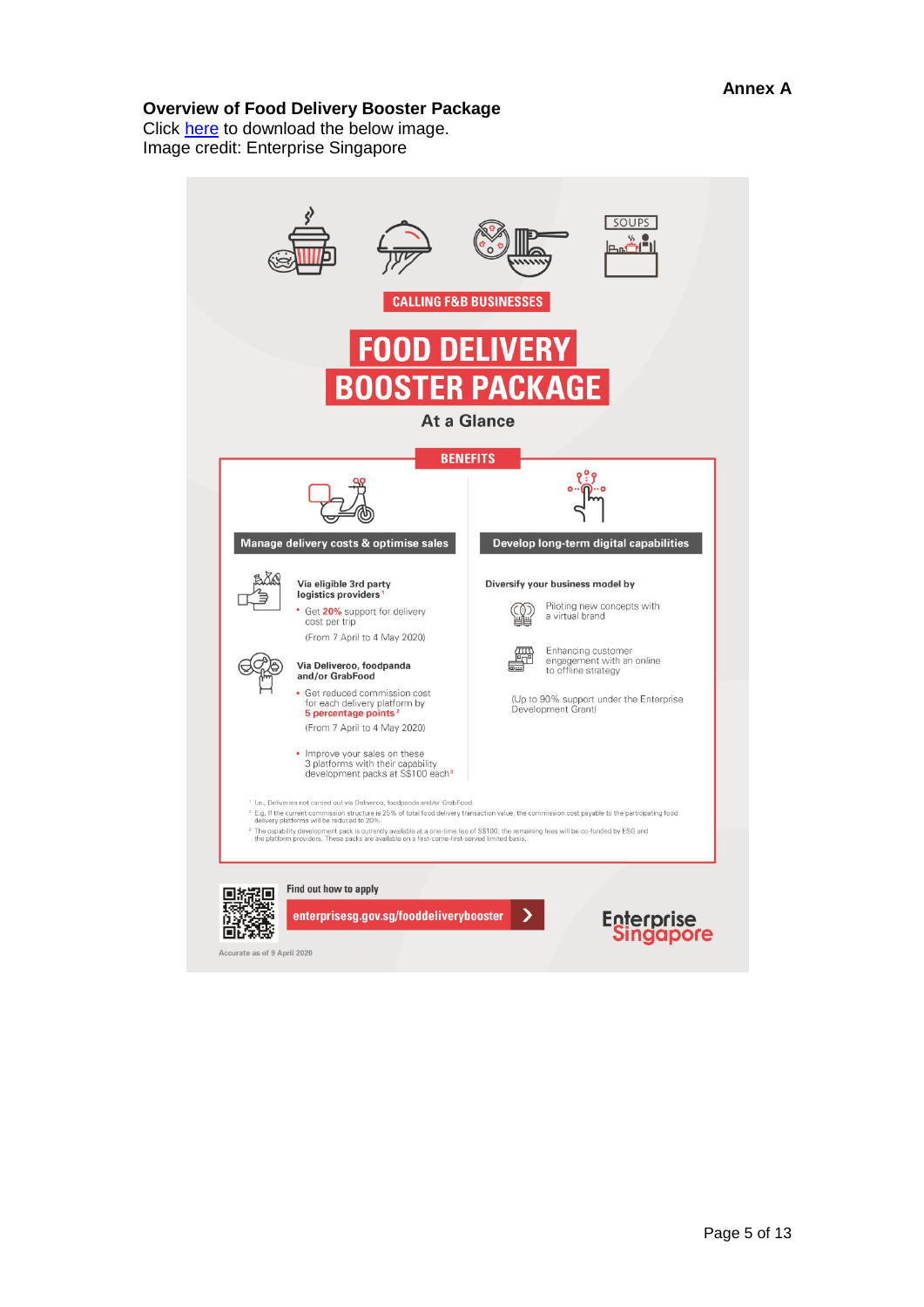**Annex A**

**Overview of Food Delivery Booster Package**
Click here to download the below image.
Image credit: Enterprise Singapore

CALLING F&B BUSINESSES

# FOOD DELIVERY BOOSTER PACKAGE

At a Glance

## BENEFITS

### Manage delivery costs & optimise sales

**Via eligible 3rd party logistics providers**[1]

- Get **20%** support for delivery cost per trip

(From 7 April to 4 May 2020)

**Via Deliveroo, foodpanda and/or GrabFood**

- Get reduced commission cost for each delivery platform by **5 percentage points**[2]

(From 7 April to 4 May 2020)

- Improve your sales on these 3 platforms with their capability development packs at S$100 each[3]

### Develop long-term digital capabilities

Diversify your business model by

- Piloting new concepts with a virtual brand
- Enhancing customer engagement with an online to offline strategy

(Up to 90% support under the Enterprise Development Grant)

[1] I.e., Deliveries not carried out via Deliveroo, foodpanda and/or GrabFood.
[2] E.g. If the current commission structure is 25% of total food delivery transaction value, the commission cost payable to the participating food delivery platforms will be reduced to 20%.
[3] The capability development pack is currently available at a one-time fee of S$100; the remaining fees will be co-funded by ESG and the platform providers. These packs are available on a first-come-first-served limited basis.

Find out how to apply

enterprisesg.gov.sg/fooddeliverybooster

Enterprise Singapore

Accurate as of 9 April 2020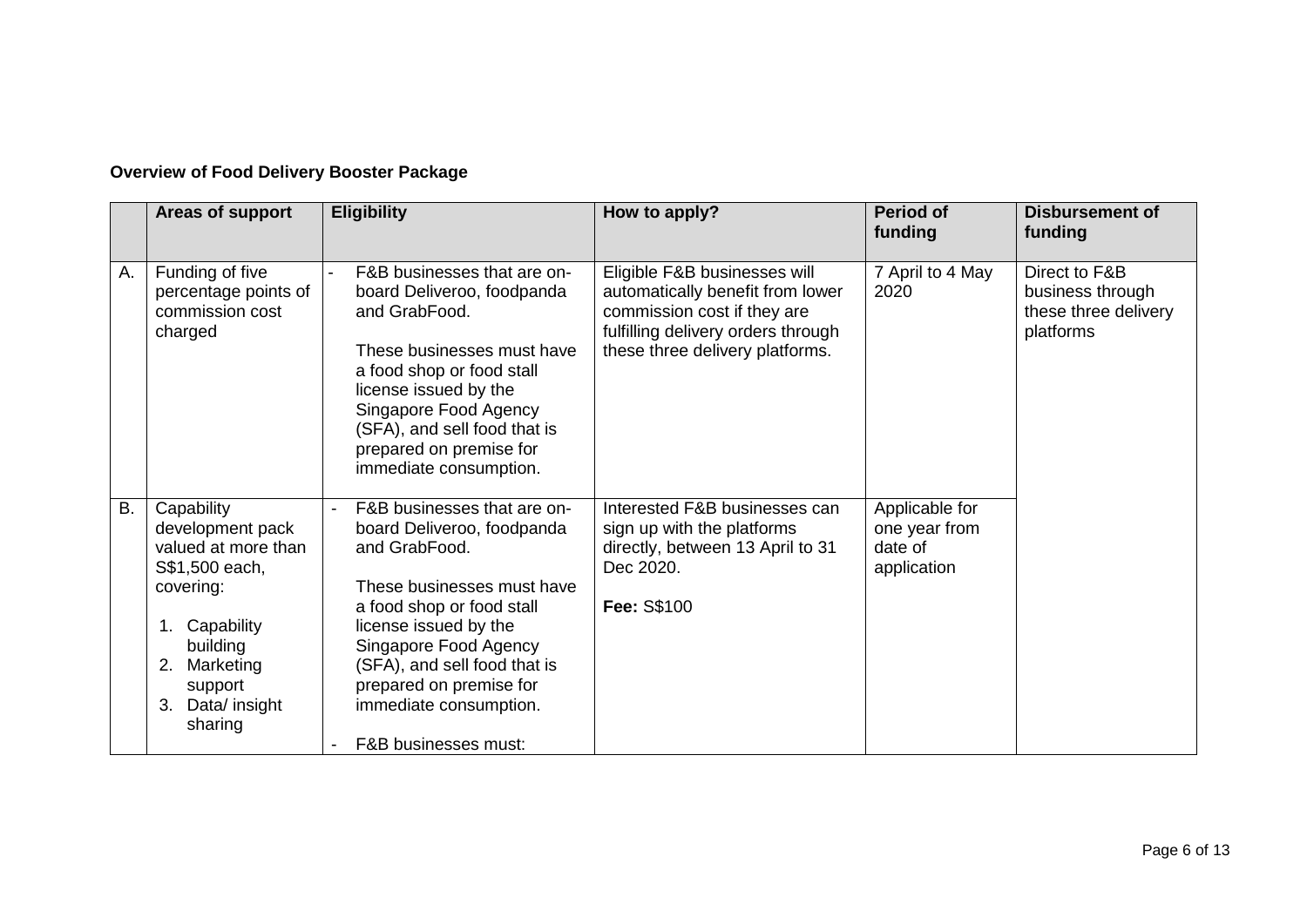**Overview of Food Delivery Booster Package**

| | Areas of support | Eligibility | How to apply? | Period of funding | Disbursement of funding |
|---|---|---|---|---|---|
| A. | Funding of five percentage points of commission cost charged | - F&B businesses that are on-board Deliveroo, foodpanda and GrabFood.<br><br>These businesses must have a food shop or food stall license issued by the Singapore Food Agency (SFA), and sell food that is prepared on premise for immediate consumption. | Eligible F&B businesses will automatically benefit from lower commission cost if they are fulfilling delivery orders through these three delivery platforms. | 7 April to 4 May 2020 | Direct to F&B business through these three delivery platforms |
| B. | Capability development pack valued at more than S$1,500 each, covering:<br><br>1. Capability building<br>2. Marketing support<br>3. Data/ insight sharing | - F&B businesses that are on-board Deliveroo, foodpanda and GrabFood.<br><br>These businesses must have a food shop or food stall license issued by the Singapore Food Agency (SFA), and sell food that is prepared on premise for immediate consumption.<br><br>- F&B businesses must: | Interested F&B businesses can sign up with the platforms directly, between 13 April to 31 Dec 2020.<br><br>**Fee:** S$100 | Applicable for one year from date of application | |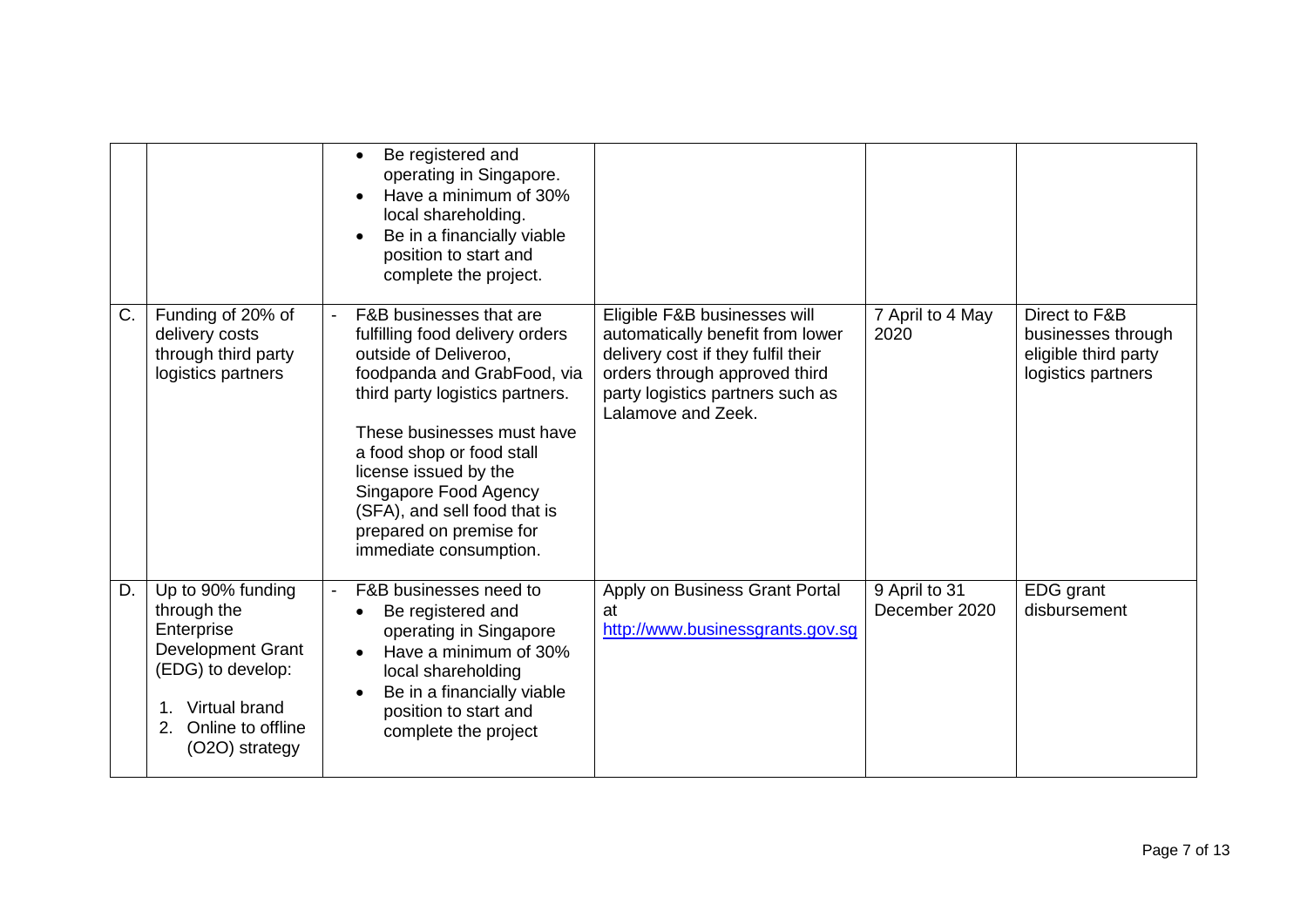| | | | | | |
|---|---|---|---|---|---|
| | | • Be registered and operating in Singapore.<br>• Have a minimum of 30% local shareholding.<br>• Be in a financially viable position to start and complete the project. | | | |
| C. | Funding of 20% of delivery costs through third party logistics partners | - F&B businesses that are fulfilling food delivery orders outside of Deliveroo, foodpanda and GrabFood, via third party logistics partners.<br><br>These businesses must have a food shop or food stall license issued by the Singapore Food Agency (SFA), and sell food that is prepared on premise for immediate consumption. | Eligible F&B businesses will automatically benefit from lower delivery cost if they fulfil their orders through approved third party logistics partners such as Lalamove and Zeek. | 7 April to 4 May 2020 | Direct to F&B businesses through eligible third party logistics partners |
| D. | Up to 90% funding through the Enterprise Development Grant (EDG) to develop:<br>1. Virtual brand<br>2. Online to offline (O2O) strategy | - F&B businesses need to<br>• Be registered and operating in Singapore<br>• Have a minimum of 30% local shareholding<br>• Be in a financially viable position to start and complete the project | Apply on Business Grant Portal at http://www.businessgrants.gov.sg | 9 April to 31 December 2020 | EDG grant disbursement |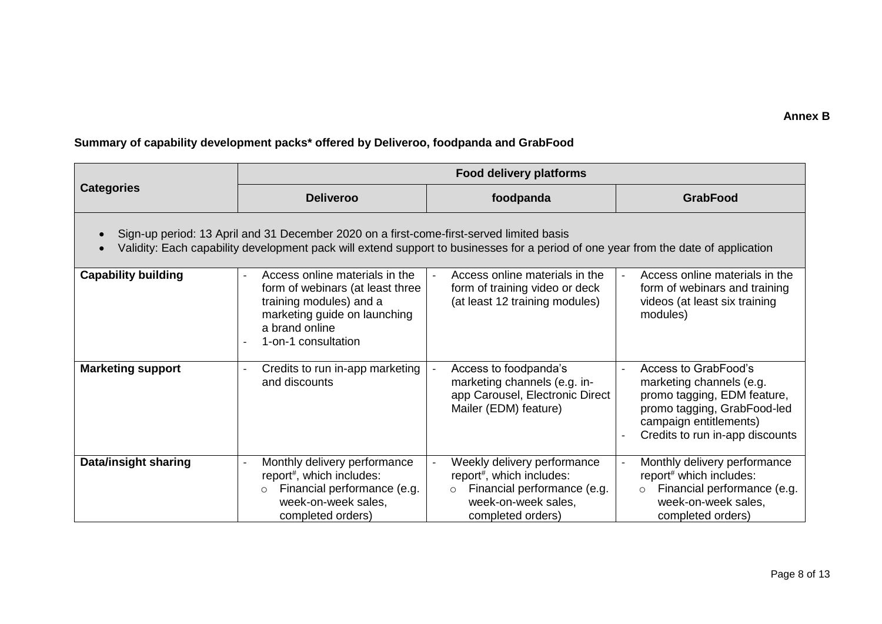**Annex B**

**Summary of capability development packs* offered by Deliveroo, foodpanda and GrabFood**

| Categories | Food delivery platforms | | |
|---|---|---|---|
| | **Deliveroo** | **foodpanda** | **GrabFood** |
| • Sign-up period: 13 April and 31 December 2020 on a first-come-first-served limited basis<br>• Validity: Each capability development pack will extend support to businesses for a period of one year from the date of application | | | |
| **Capability building** | - Access online materials in the form of webinars (at least three training modules) and a marketing guide on launching a brand online<br>- 1-on-1 consultation | - Access online materials in the form of training video or deck (at least 12 training modules) | - Access online materials in the form of webinars and training videos (at least six training modules) |
| **Marketing support** | - Credits to run in-app marketing and discounts | - Access to foodpanda's marketing channels (e.g. in-app Carousel, Electronic Direct Mailer (EDM) feature) | - Access to GrabFood's marketing channels (e.g. promo tagging, EDM feature, promo tagging, GrabFood-led campaign entitlements)<br>- Credits to run in-app discounts |
| **Data/insight sharing** | - Monthly delivery performance report#, which includes:<br>  ○ Financial performance (e.g. week-on-week sales, completed orders) | - Weekly delivery performance report#, which includes:<br>  ○ Financial performance (e.g. week-on-week sales, completed orders) | - Monthly delivery performance report# which includes:<br>  ○ Financial performance (e.g. week-on-week sales, completed orders) |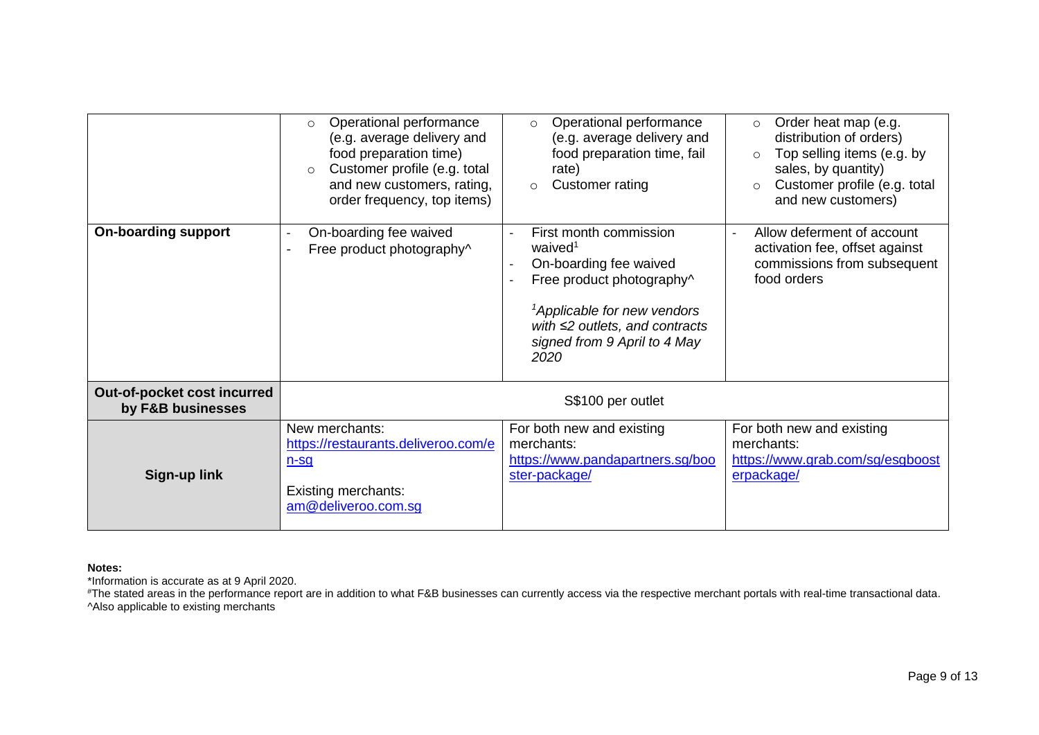| | | | |
|---|---|---|---|
| | ○ Operational performance (e.g. average delivery and food preparation time)<br>○ Customer profile (e.g. total and new customers, rating, order frequency, top items) | ○ Operational performance (e.g. average delivery and food preparation time, fail rate)<br>○ Customer rating | ○ Order heat map (e.g. distribution of orders)<br>○ Top selling items (e.g. by sales, by quantity)<br>○ Customer profile (e.g. total and new customers) |
| **On-boarding support** | - On-boarding fee waived<br>- Free product photography^ | - First month commission waived[1]<br>- On-boarding fee waived<br>- Free product photography^<br><br>*[1]Applicable for new vendors with ≤2 outlets, and contracts signed from 9 April to 4 May 2020* | - Allow deferment of account activation fee, offset against commissions from subsequent food orders |
| **Out-of-pocket cost incurred by F&B businesses** | S$100 per outlet | | |
| **Sign-up link** | New merchants:<br>https://restaurants.deliveroo.com/en-sg<br><br>Existing merchants:<br>am@deliveroo.com.sg | For both new and existing merchants:<br>https://www.pandapartners.sg/booster-package/ | For both new and existing merchants:<br>https://www.grab.com/sg/esgboosterpackage/ |

**Notes:**

*Information is accurate as at 9 April 2020.

#The stated areas in the performance report are in addition to what F&B businesses can currently access via the respective merchant portals with real-time transactional data.

^Also applicable to existing merchants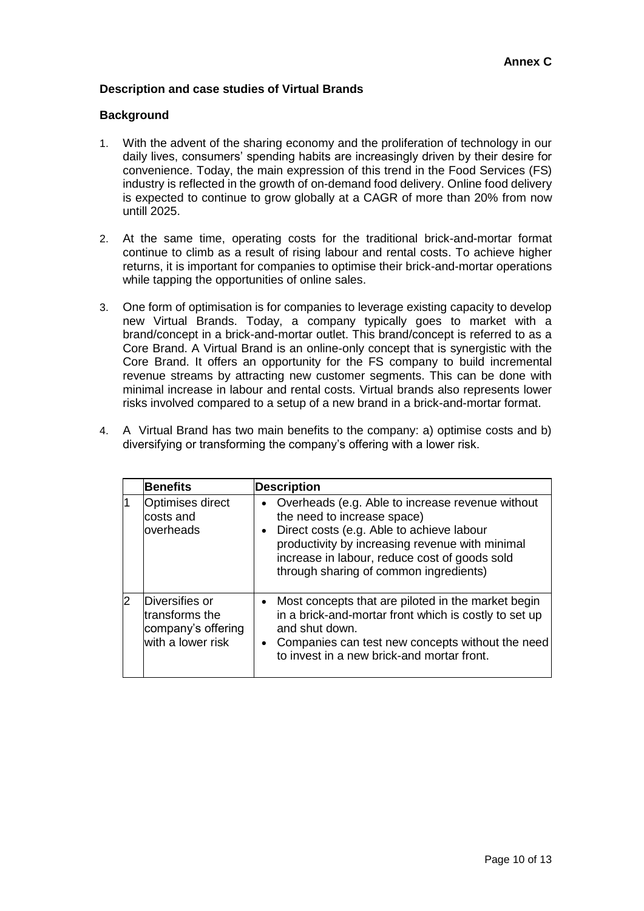**Annex C**

**Description and case studies of Virtual Brands**

**Background**

1. With the advent of the sharing economy and the proliferation of technology in our daily lives, consumers' spending habits are increasingly driven by their desire for convenience. Today, the main expression of this trend in the Food Services (FS) industry is reflected in the growth of on-demand food delivery. Online food delivery is expected to continue to grow globally at a CAGR of more than 20% from now untill 2025.

2. At the same time, operating costs for the traditional brick-and-mortar format continue to climb as a result of rising labour and rental costs. To achieve higher returns, it is important for companies to optimise their brick-and-mortar operations while tapping the opportunities of online sales.

3. One form of optimisation is for companies to leverage existing capacity to develop new Virtual Brands. Today, a company typically goes to market with a brand/concept in a brick-and-mortar outlet. This brand/concept is referred to as a Core Brand. A Virtual Brand is an online-only concept that is synergistic with the Core Brand. It offers an opportunity for the FS company to build incremental revenue streams by attracting new customer segments. This can be done with minimal increase in labour and rental costs. Virtual brands also represents lower risks involved compared to a setup of a new brand in a brick-and-mortar format.

4. A Virtual Brand has two main benefits to the company: a) optimise costs and b) diversifying or transforming the company's offering with a lower risk.

| | **Benefits** | **Description** |
|---|---|---|
| 1 | Optimises direct costs and overheads | • Overheads (e.g. Able to increase revenue without the need to increase space)<br>• Direct costs (e.g. Able to achieve labour productivity by increasing revenue with minimal increase in labour, reduce cost of goods sold through sharing of common ingredients) |
| 2 | Diversifies or transforms the company's offering with a lower risk | • Most concepts that are piloted in the market begin in a brick-and-mortar front which is costly to set up and shut down.<br>• Companies can test new concepts without the need to invest in a new brick-and mortar front. |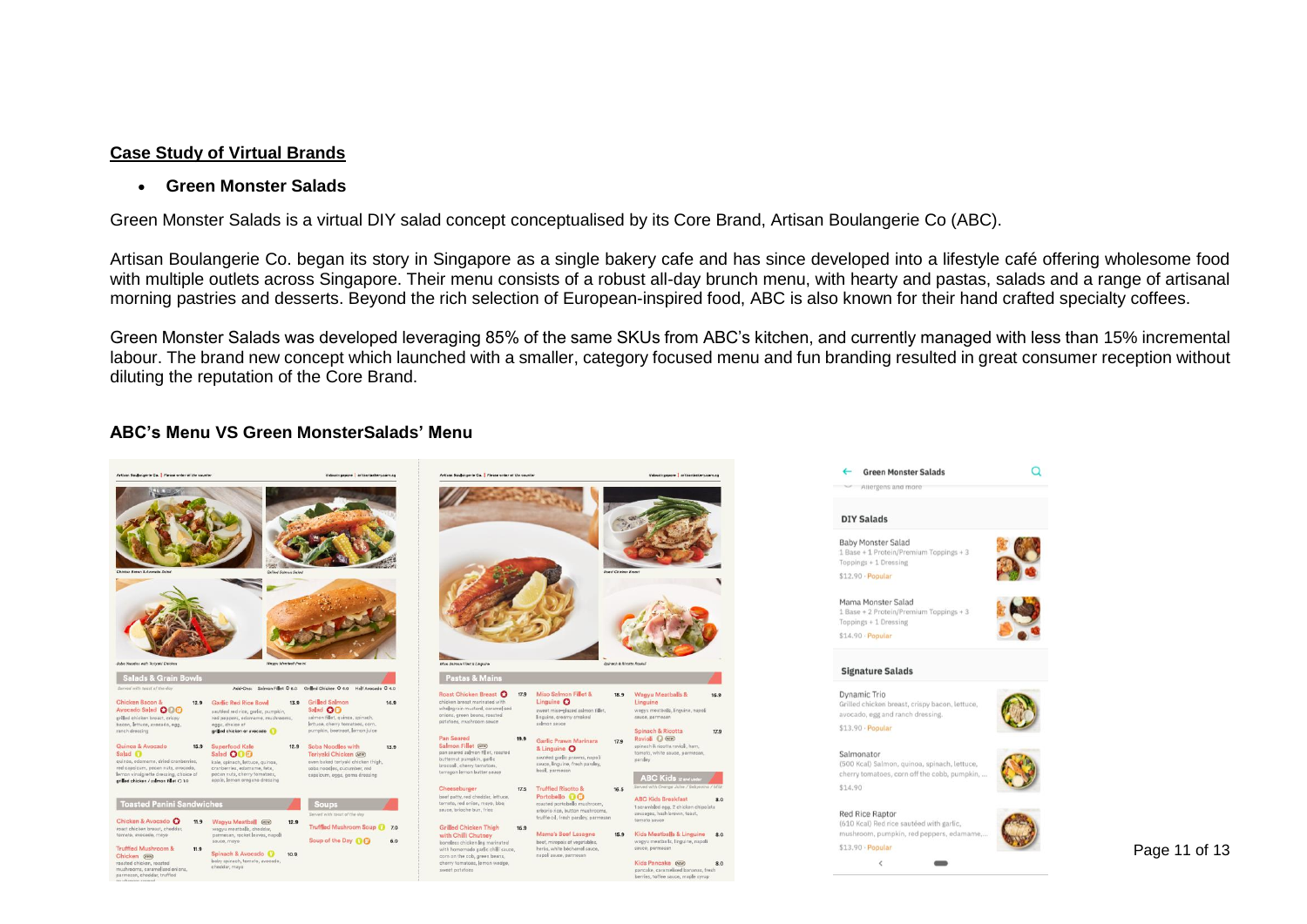## Case Study of Virtual Brands

- **Green Monster Salads**

Green Monster Salads is a virtual DIY salad concept conceptualised by its Core Brand, Artisan Boulangerie Co (ABC).

Artisan Boulangerie Co. began its story in Singapore as a single bakery cafe and has since developed into a lifestyle café offering wholesome food with multiple outlets across Singapore. Their menu consists of a robust all-day brunch menu, with hearty and pastas, salads and a range of artisanal morning pastries and desserts. Beyond the rich selection of European-inspired food, ABC is also known for their hand crafted specialty coffees.

Green Monster Salads was developed leveraging 85% of the same SKUs from ABC's kitchen, and currently managed with less than 15% incremental labour. The brand new concept which launched with a smaller, category focused menu and fun branding resulted in great consumer reception without diluting the reputation of the Core Brand.

**ABC's Menu VS Green MonsterSalads' Menu**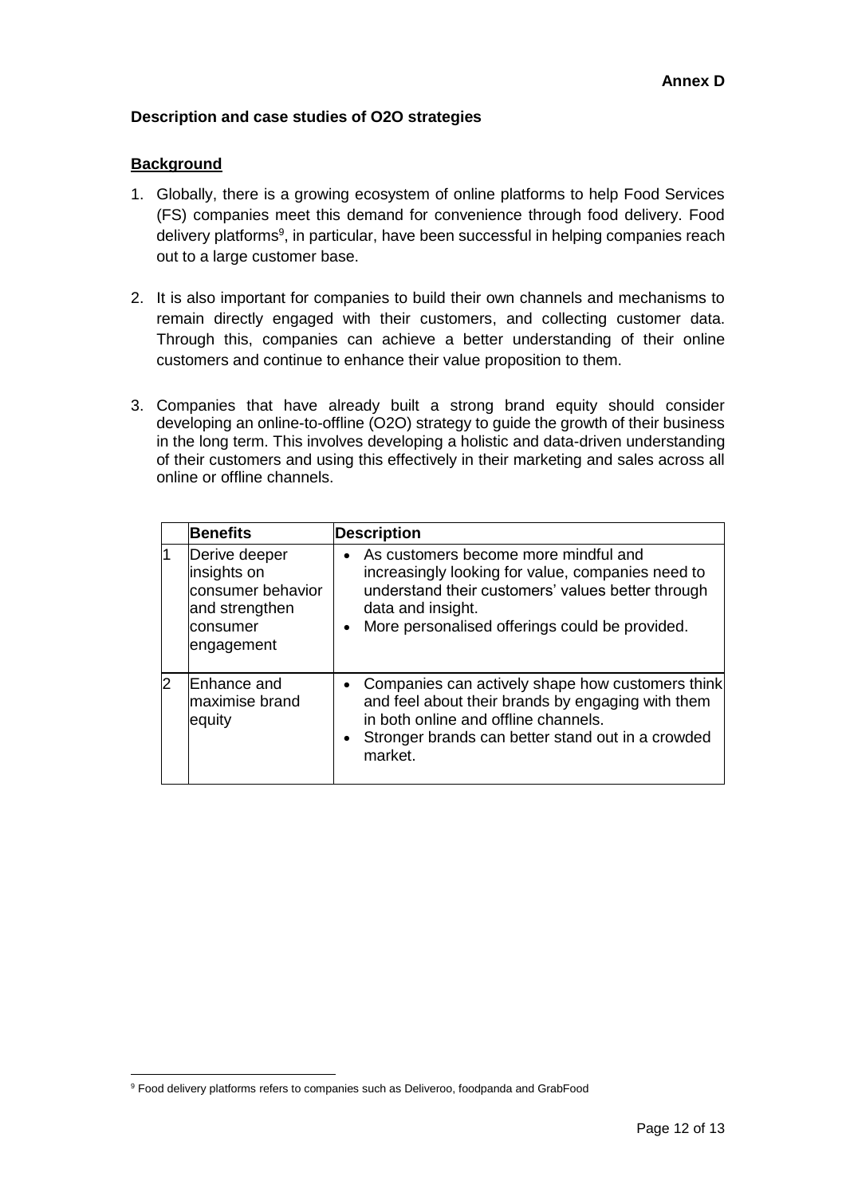**Annex D**

**Description and case studies of O2O strategies**

**Background**

1. Globally, there is a growing ecosystem of online platforms to help Food Services (FS) companies meet this demand for convenience through food delivery. Food delivery platforms[9], in particular, have been successful in helping companies reach out to a large customer base.

2. It is also important for companies to build their own channels and mechanisms to remain directly engaged with their customers, and collecting customer data. Through this, companies can achieve a better understanding of their online customers and continue to enhance their value proposition to them.

3. Companies that have already built a strong brand equity should consider developing an online-to-offline (O2O) strategy to guide the growth of their business in the long term. This involves developing a holistic and data-driven understanding of their customers and using this effectively in their marketing and sales across all online or offline channels.

| | Benefits | Description |
|---|---|---|
| 1 | Derive deeper insights on consumer behavior and strengthen consumer engagement | • As customers become more mindful and increasingly looking for value, companies need to understand their customers' values better through data and insight.<br>• More personalised offerings could be provided. |
| 2 | Enhance and maximise brand equity | • Companies can actively shape how customers think and feel about their brands by engaging with them in both online and offline channels.<br>• Stronger brands can better stand out in a crowded market. |

[9] Food delivery platforms refers to companies such as Deliveroo, foodpanda and GrabFood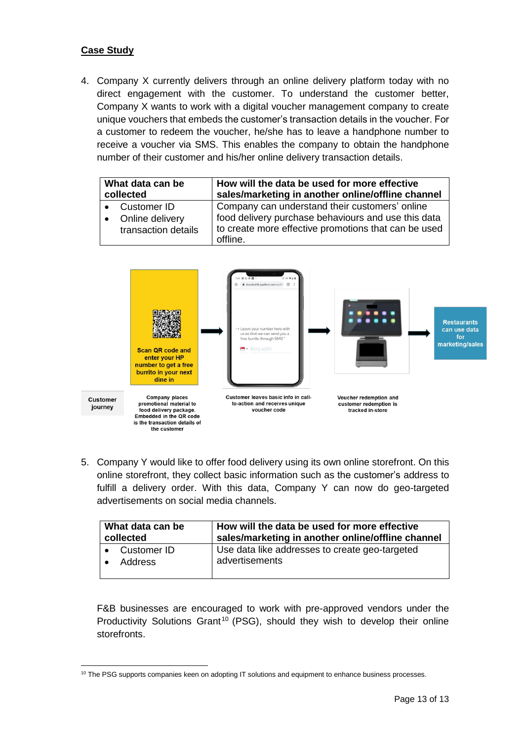## Case Study

4. Company X currently delivers through an online delivery platform today with no direct engagement with the customer. To understand the customer better, Company X wants to work with a digital voucher management company to create unique vouchers that embeds the customer's transaction details in the voucher. For a customer to redeem the voucher, he/she has to leave a handphone number to receive a voucher via SMS. This enables the company to obtain the handphone number of their customer and his/her online delivery transaction details.

| What data can be collected | How will the data be used for more effective sales/marketing in another online/offline channel |
|---|---|
| • Customer ID<br>• Online delivery transaction details | Company can understand their customers' online food delivery purchase behaviours and use this data to create more effective promotions that can be used offline. |

Scan QR code and enter your HP number to get a free burrito in your next dine in

Leave your number here with us so that we can send you a free burrito through SMS!

Restaurants can use data for marketing/sales

Customer journey

Company places promotional material to food delivery package. Embedded in the QR code is the transaction details of the customer

Customer leaves basic info in call-to-action and receives unique voucher code

Voucher redemption and customer redemption is tracked in-store

5. Company Y would like to offer food delivery using its own online storefront. On this online storefront, they collect basic information such as the customer's address to fulfill a delivery order. With this data, Company Y can now do geo-targeted advertisements on social media channels.

| What data can be collected | How will the data be used for more effective sales/marketing in another online/offline channel |
|---|---|
| • Customer ID<br>• Address | Use data like addresses to create geo-targeted advertisements |

F&B businesses are encouraged to work with pre-approved vendors under the Productivity Solutions Grant[10] (PSG), should they wish to develop their online storefronts.

[10] The PSG supports companies keen on adopting IT solutions and equipment to enhance business processes.